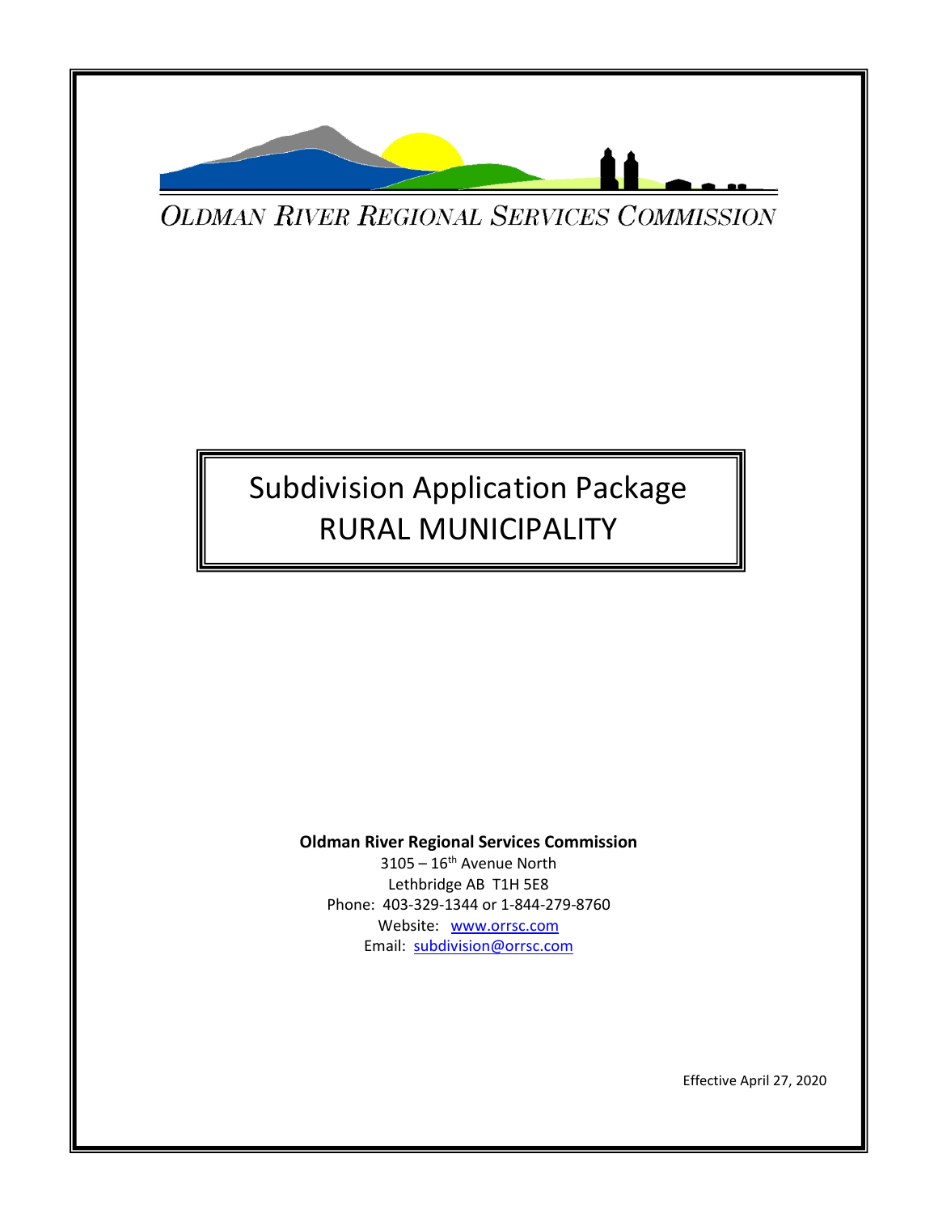OLDMAN RIVER REGIONAL SERVICES COMMISSION

# Subdivision Application Package
# RURAL MUNICIPALITY

**Oldman River Regional Services Commission**
3105 – 16th Avenue North
Lethbridge AB T1H 5E8
Phone: 403-329-1344 or 1-844-279-8760
Website: www.orrsc.com
Email: subdivision@orrsc.com

Effective April 27, 2020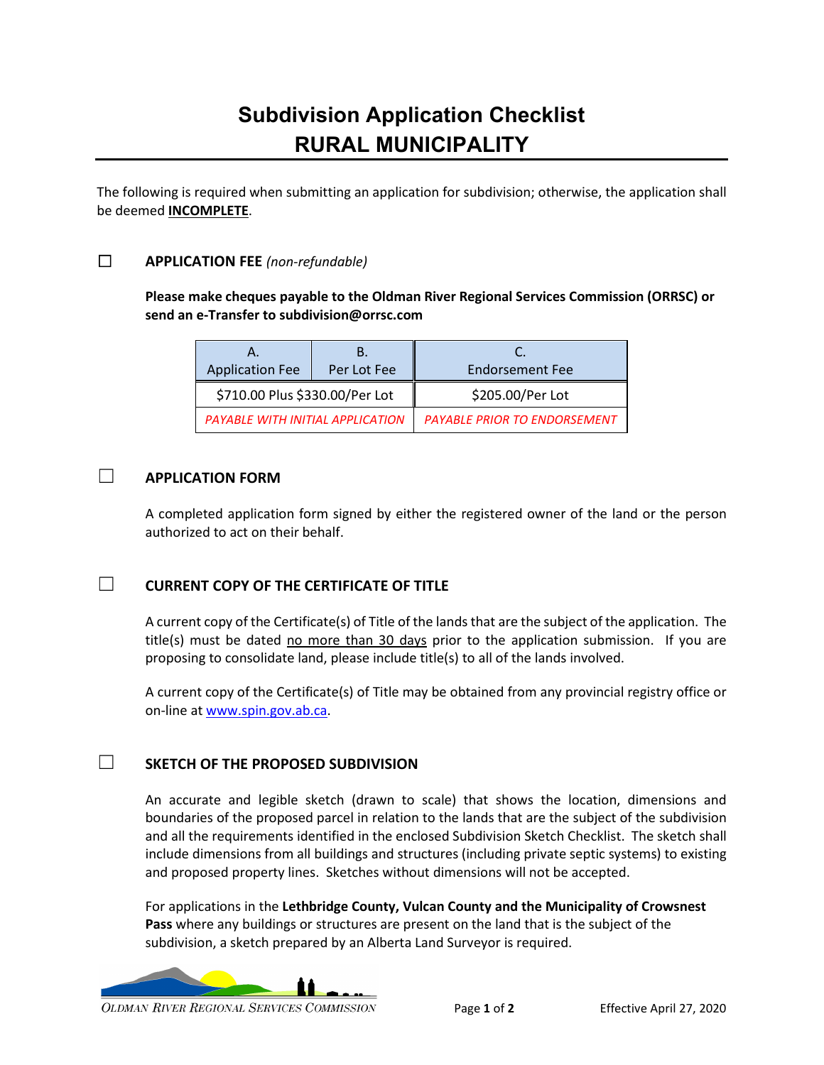# Subdivision Application Checklist
# RURAL MUNICIPALITY

The following is required when submitting an application for subdivision; otherwise, the application shall be deemed **INCOMPLETE**.

☐ **APPLICATION FEE** *(non-refundable)*

**Please make cheques payable to the Oldman River Regional Services Commission (ORRSC) or send an e-Transfer to subdivision@orrsc.com**

| A. Application Fee | B. Per Lot Fee | C. Endorsement Fee |
|---|---|---|
| $710.00 Plus $330.00/Per Lot | | $205.00/Per Lot |
| *PAYABLE WITH INITIAL APPLICATION* | | *PAYABLE PRIOR TO ENDORSEMENT* |

☐ **APPLICATION FORM**

A completed application form signed by either the registered owner of the land or the person authorized to act on their behalf.

☐ **CURRENT COPY OF THE CERTIFICATE OF TITLE**

A current copy of the Certificate(s) of Title of the lands that are the subject of the application. The title(s) must be dated no more than 30 days prior to the application submission. If you are proposing to consolidate land, please include title(s) to all of the lands involved.

A current copy of the Certificate(s) of Title may be obtained from any provincial registry office or on-line at www.spin.gov.ab.ca.

☐ **SKETCH OF THE PROPOSED SUBDIVISION**

An accurate and legible sketch (drawn to scale) that shows the location, dimensions and boundaries of the proposed parcel in relation to the lands that are the subject of the subdivision and all the requirements identified in the enclosed Subdivision Sketch Checklist. The sketch shall include dimensions from all buildings and structures (including private septic systems) to existing and proposed property lines. Sketches without dimensions will not be accepted.

For applications in the **Lethbridge County, Vulcan County and the Municipality of Crowsnest Pass** where any buildings or structures are present on the land that is the subject of the subdivision, a sketch prepared by an Alberta Land Surveyor is required.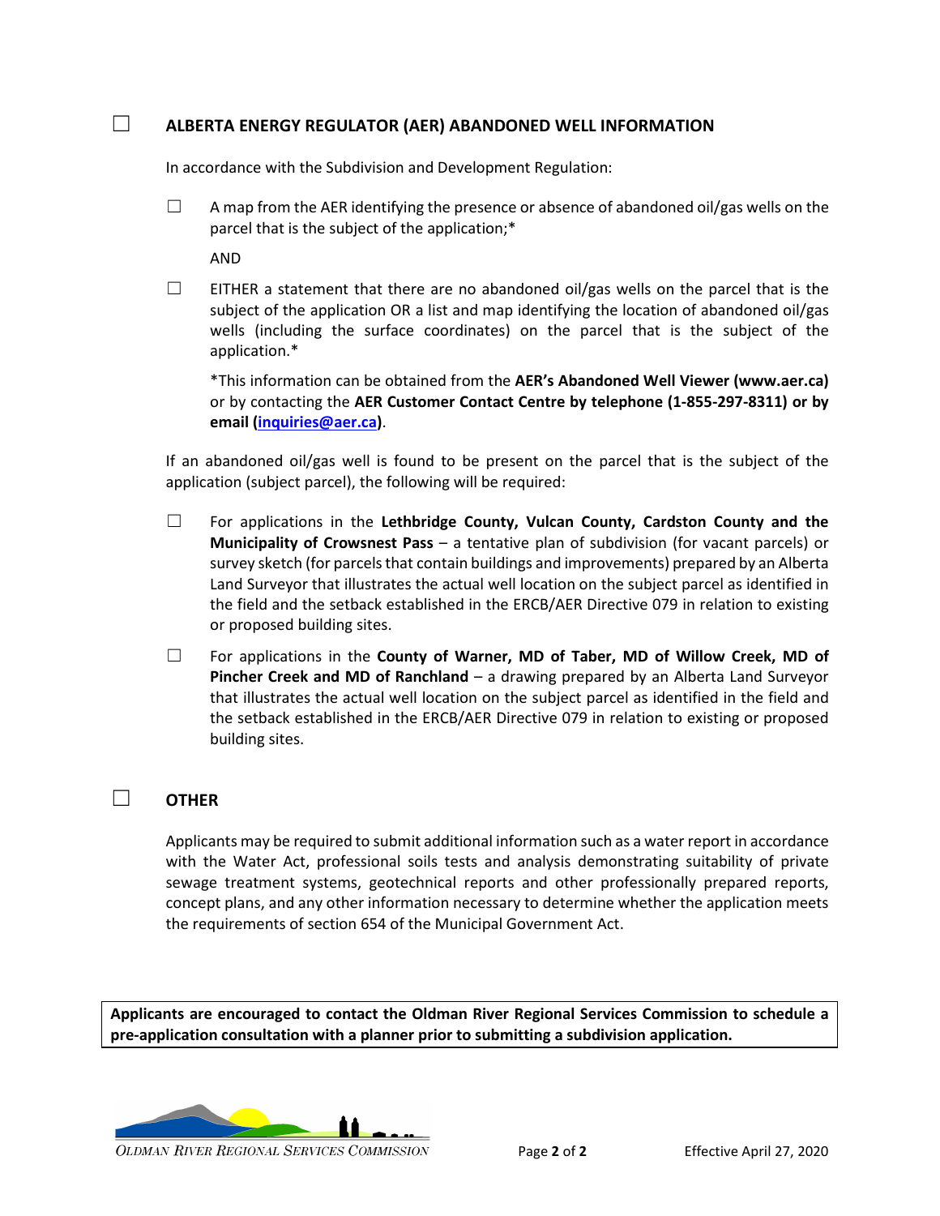☐ **ALBERTA ENERGY REGULATOR (AER) ABANDONED WELL INFORMATION**

In accordance with the Subdivision and Development Regulation:

☐ A map from the AER identifying the presence or absence of abandoned oil/gas wells on the parcel that is the subject of the application;*

AND

☐ EITHER a statement that there are no abandoned oil/gas wells on the parcel that is the subject of the application OR a list and map identifying the location of abandoned oil/gas wells (including the surface coordinates) on the parcel that is the subject of the application.*

*This information can be obtained from the **AER's Abandoned Well Viewer (www.aer.ca)** or by contacting the **AER Customer Contact Centre by telephone (1-855-297-8311) or by email ([inquiries@aer.ca](mailto:inquiries@aer.ca))**.

If an abandoned oil/gas well is found to be present on the parcel that is the subject of the application (subject parcel), the following will be required:

☐ For applications in the **Lethbridge County, Vulcan County, Cardston County and the Municipality of Crowsnest Pass** – a tentative plan of subdivision (for vacant parcels) or survey sketch (for parcels that contain buildings and improvements) prepared by an Alberta Land Surveyor that illustrates the actual well location on the subject parcel as identified in the field and the setback established in the ERCB/AER Directive 079 in relation to existing or proposed building sites.

☐ For applications in the **County of Warner, MD of Taber, MD of Willow Creek, MD of Pincher Creek and MD of Ranchland** – a drawing prepared by an Alberta Land Surveyor that illustrates the actual well location on the subject parcel as identified in the field and the setback established in the ERCB/AER Directive 079 in relation to existing or proposed building sites.

☐ **OTHER**

Applicants may be required to submit additional information such as a water report in accordance with the Water Act, professional soils tests and analysis demonstrating suitability of private sewage treatment systems, geotechnical reports and other professionally prepared reports, concept plans, and any other information necessary to determine whether the application meets the requirements of section 654 of the Municipal Government Act.

**Applicants are encouraged to contact the Oldman River Regional Services Commission to schedule a pre-application consultation with a planner prior to submitting a subdivision application.**

Effective April 27, 2020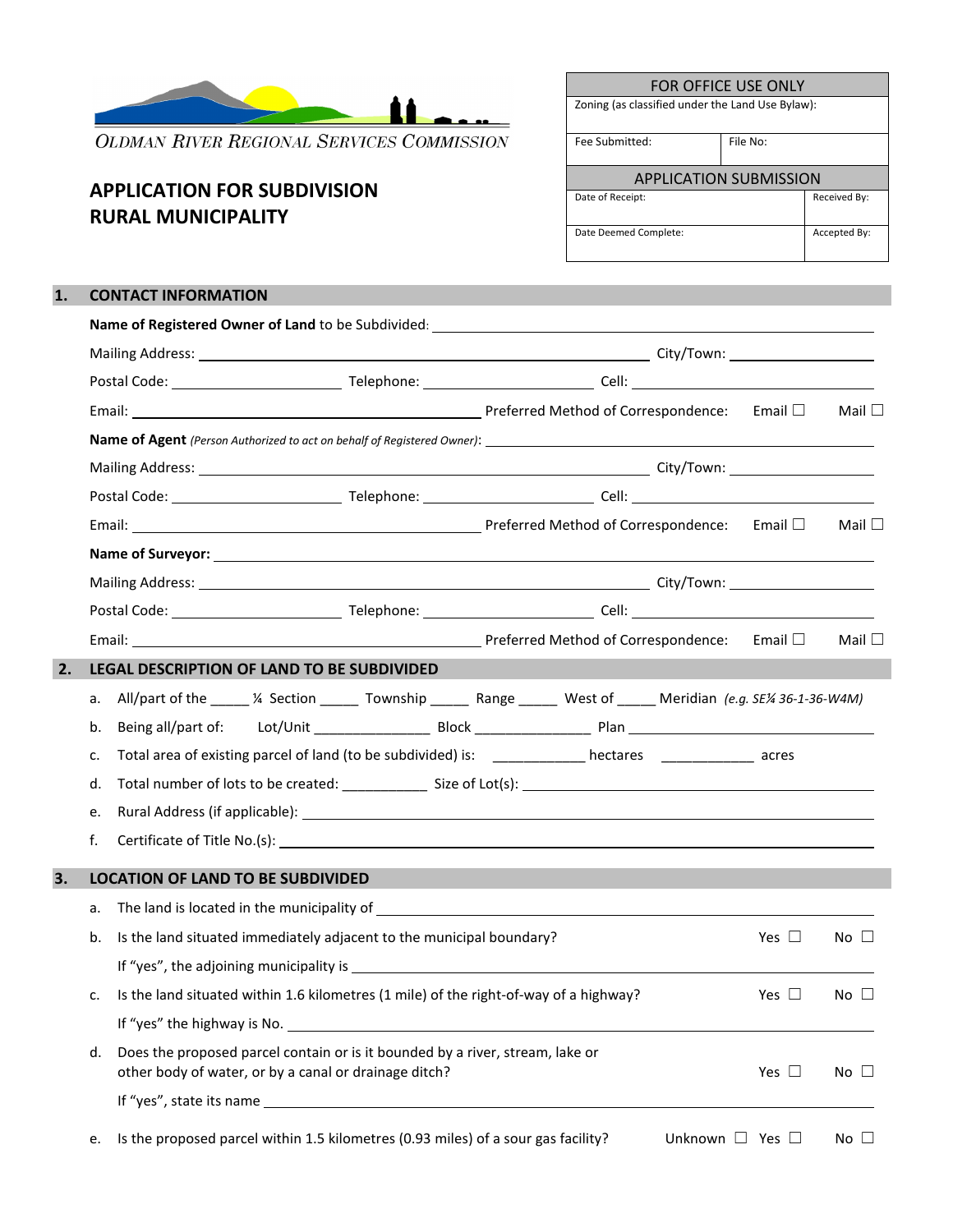OLDMAN RIVER REGIONAL SERVICES COMMISSION

# APPLICATION FOR SUBDIVISION
# RURAL MUNICIPALITY

| FOR OFFICE USE ONLY | |
|---|---|
| Zoning (as classified under the Land Use Bylaw): | |
| Fee Submitted: | File No: |
| **APPLICATION SUBMISSION** | |
| Date of Receipt: | Received By: |
| Date Deemed Complete: | Accepted By: |

## 1. CONTACT INFORMATION

**Name of Registered Owner of Land** to be Subdivided: ______________________

Mailing Address: ______________________ City/Town: ______________________

Postal Code: ____________ Telephone: ____________ Cell: ____________

Email: ______________________ Preferred Method of Correspondence: Email ☐ Mail ☐

**Name of Agent** *(Person Authorized to act on behalf of Registered Owner)*: ______________________

Mailing Address: ______________________ City/Town: ______________________

Postal Code: ____________ Telephone: ____________ Cell: ____________

Email: ______________________ Preferred Method of Correspondence: Email ☐ Mail ☐

**Name of Surveyor:** ______________________

Mailing Address: ______________________ City/Town: ______________________

Postal Code: ____________ Telephone: ____________ Cell: ____________

Email: ______________________ Preferred Method of Correspondence: Email ☐ Mail ☐

## 2. LEGAL DESCRIPTION OF LAND TO BE SUBDIVIDED

a. All/part of the _____ ¼ Section _____ Township _____ Range _____ West of _____ Meridian *(e.g. SE¼ 36-1-36-W4M)*

b. Being all/part of: Lot/Unit _______________ Block _______________ Plan ______________________

c. Total area of existing parcel of land (to be subdivided) is: ____________ hectares ____________ acres

d. Total number of lots to be created: ___________ Size of Lot(s): ______________________

e. Rural Address (if applicable): ______________________

f. Certificate of Title No.(s): ______________________

## 3. LOCATION OF LAND TO BE SUBDIVIDED

a. The land is located in the municipality of ______________________

b. Is the land situated immediately adjacent to the municipal boundary? Yes ☐ No ☐

If "yes", the adjoining municipality is ______________________

c. Is the land situated within 1.6 kilometres (1 mile) of the right-of-way of a highway? Yes ☐ No ☐

If "yes" the highway is No. ______________________

d. Does the proposed parcel contain or is it bounded by a river, stream, lake or other body of water, or by a canal or drainage ditch? Yes ☐ No ☐

If "yes", state its name ______________________

e. Is the proposed parcel within 1.5 kilometres (0.93 miles) of a sour gas facility? Unknown ☐ Yes ☐ No ☐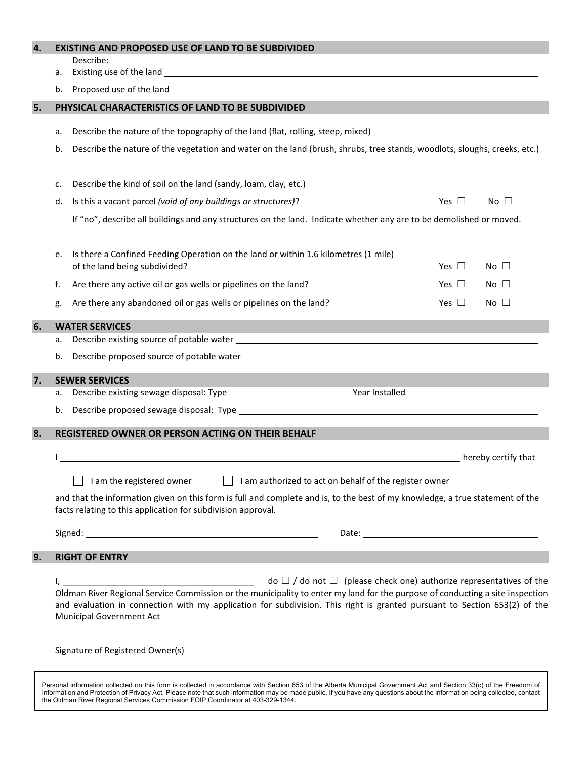## 4. EXISTING AND PROPOSED USE OF LAND TO BE SUBDIVIDED

Describe:

a. Existing use of the land ______________________________

b. Proposed use of the land ______________________________

## 5. PHYSICAL CHARACTERISTICS OF LAND TO BE SUBDIVIDED

a. Describe the nature of the topography of the land (flat, rolling, steep, mixed) ______________________________

b. Describe the nature of the vegetation and water on the land (brush, shrubs, tree stands, woodlots, sloughs, creeks, etc.)

______________________________

c. Describe the kind of soil on the land (sandy, loam, clay, etc.) ______________________________

d. Is this a vacant parcel *(void of any buildings or structures)*? Yes ☐ No ☐

If "no", describe all buildings and any structures on the land. Indicate whether any are to be demolished or moved.

______________________________

e. Is there a Confined Feeding Operation on the land or within 1.6 kilometres (1 mile) of the land being subdivided? Yes ☐ No ☐

f. Are there any active oil or gas wells or pipelines on the land? Yes ☐ No ☐

g. Are there any abandoned oil or gas wells or pipelines on the land? Yes ☐ No ☐

## 6. WATER SERVICES

a. Describe existing source of potable water ______________________________

b. Describe proposed source of potable water ______________________________

## 7. SEWER SERVICES

a. Describe existing sewage disposal: Type ______________________________ Year Installed ______________________________

b. Describe proposed sewage disposal: Type ______________________________

## 8. REGISTERED OWNER OR PERSON ACTING ON THEIR BEHALF

I ______________________________ hereby certify that

☐ I am the registered owner ☐ I am authorized to act on behalf of the register owner

and that the information given on this form is full and complete and is, to the best of my knowledge, a true statement of the facts relating to this application for subdivision approval.

Signed: ______________________________ Date: ______________________________

## 9. RIGHT OF ENTRY

I, ________________________________________ do ☐ / do not ☐ (please check one) authorize representatives of the Oldman River Regional Service Commission or the municipality to enter my land for the purpose of conducting a site inspection and evaluation in connection with my application for subdivision. This right is granted pursuant to Section 653(2) of the Municipal Government Act.

______________________________ ______________________________ ______________________________

Signature of Registered Owner(s)

Personal information collected on this form is collected in accordance with Section 653 of the Alberta Municipal Government Act and Section 33(c) of the Freedom of Information and Protection of Privacy Act. Please note that such information may be made public. If you have any questions about the information being collected, contact the Oldman River Regional Services Commission FOIP Coordinator at 403-329-1344.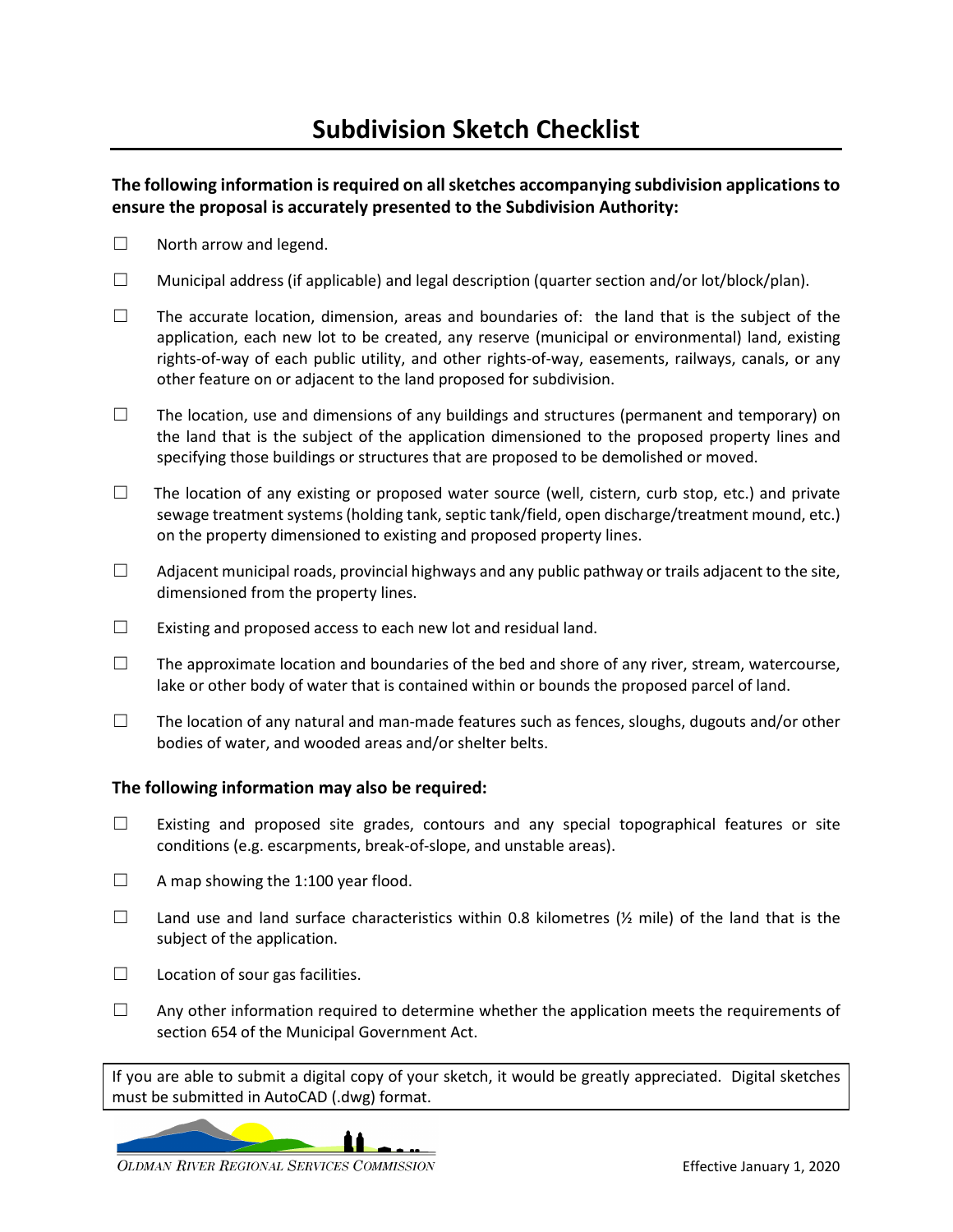# Subdivision Sketch Checklist

**The following information is required on all sketches accompanying subdivision applications to ensure the proposal is accurately presented to the Subdivision Authority:**

☐ North arrow and legend.

☐ Municipal address (if applicable) and legal description (quarter section and/or lot/block/plan).

☐ The accurate location, dimension, areas and boundaries of: the land that is the subject of the application, each new lot to be created, any reserve (municipal or environmental) land, existing rights-of-way of each public utility, and other rights-of-way, easements, railways, canals, or any other feature on or adjacent to the land proposed for subdivision.

☐ The location, use and dimensions of any buildings and structures (permanent and temporary) on the land that is the subject of the application dimensioned to the proposed property lines and specifying those buildings or structures that are proposed to be demolished or moved.

☐ The location of any existing or proposed water source (well, cistern, curb stop, etc.) and private sewage treatment systems (holding tank, septic tank/field, open discharge/treatment mound, etc.) on the property dimensioned to existing and proposed property lines.

☐ Adjacent municipal roads, provincial highways and any public pathway or trails adjacent to the site, dimensioned from the property lines.

☐ Existing and proposed access to each new lot and residual land.

☐ The approximate location and boundaries of the bed and shore of any river, stream, watercourse, lake or other body of water that is contained within or bounds the proposed parcel of land.

☐ The location of any natural and man-made features such as fences, sloughs, dugouts and/or other bodies of water, and wooded areas and/or shelter belts.

**The following information may also be required:**

☐ Existing and proposed site grades, contours and any special topographical features or site conditions (e.g. escarpments, break-of-slope, and unstable areas).

☐ A map showing the 1:100 year flood.

☐ Land use and land surface characteristics within 0.8 kilometres (½ mile) of the land that is the subject of the application.

☐ Location of sour gas facilities.

☐ Any other information required to determine whether the application meets the requirements of section 654 of the Municipal Government Act.

If you are able to submit a digital copy of your sketch, it would be greatly appreciated. Digital sketches must be submitted in AutoCAD (.dwg) format.

Oldman River Regional Services Commission

Effective January 1, 2020